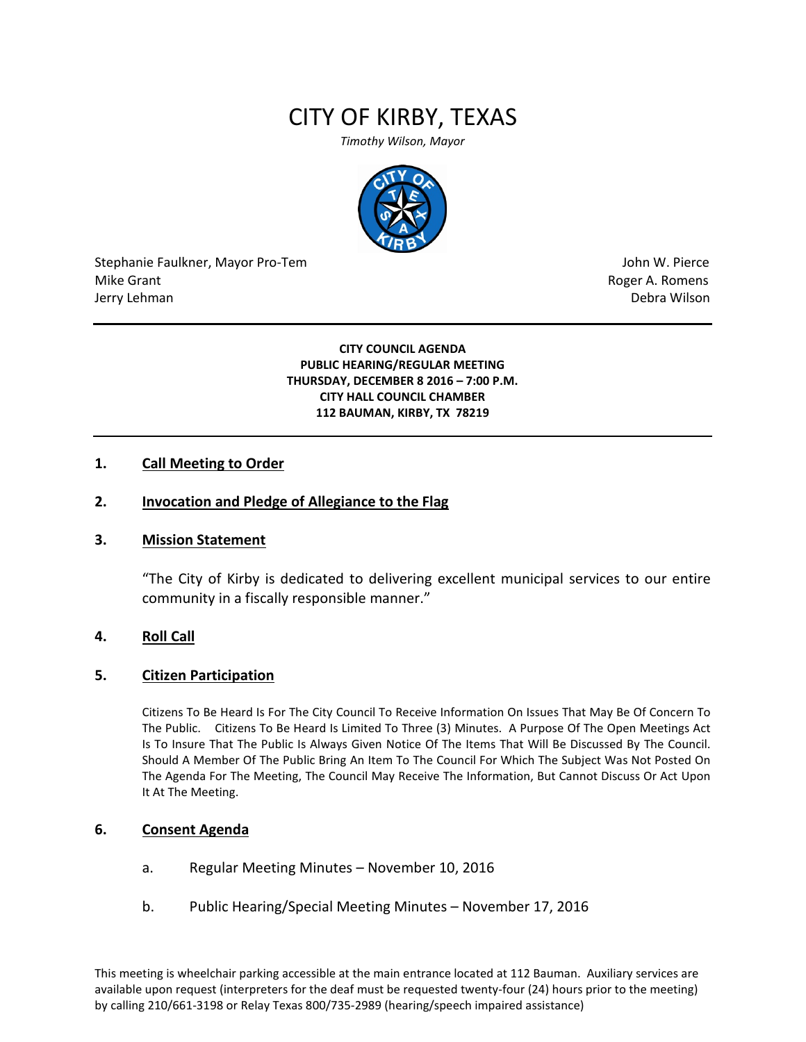# CITY OF KIRBY, TEXAS

*Timothy Wilson, Mayor*

Stephanie Faulkner, Mayor Pro-Tem
Mike Grant
Jerry Lehman

John W. Pierce
Roger A. Romens
Debra Wilson

---

**CITY COUNCIL AGENDA**
**PUBLIC HEARING/REGULAR MEETING**
**THURSDAY, DECEMBER 8 2016 – 7:00 P.M.**
**CITY HALL COUNCIL CHAMBER**
**112 BAUMAN, KIRBY, TX 78219**

---

## 1. Call Meeting to Order

## 2. Invocation and Pledge of Allegiance to the Flag

## 3. Mission Statement

"The City of Kirby is dedicated to delivering excellent municipal services to our entire community in a fiscally responsible manner."

## 4. Roll Call

## 5. Citizen Participation

Citizens To Be Heard Is For The City Council To Receive Information On Issues That May Be Of Concern To The Public. Citizens To Be Heard Is Limited To Three (3) Minutes. A Purpose Of The Open Meetings Act Is To Insure That The Public Is Always Given Notice Of The Items That Will Be Discussed By The Council. Should A Member Of The Public Bring An Item To The Council For Which The Subject Was Not Posted On The Agenda For The Meeting, The Council May Receive The Information, But Cannot Discuss Or Act Upon It At The Meeting.

## 6. Consent Agenda

a. Regular Meeting Minutes – November 10, 2016

b. Public Hearing/Special Meeting Minutes – November 17, 2016

This meeting is wheelchair parking accessible at the main entrance located at 112 Bauman. Auxiliary services are available upon request (interpreters for the deaf must be requested twenty-four (24) hours prior to the meeting) by calling 210/661-3198 or Relay Texas 800/735-2989 (hearing/speech impaired assistance)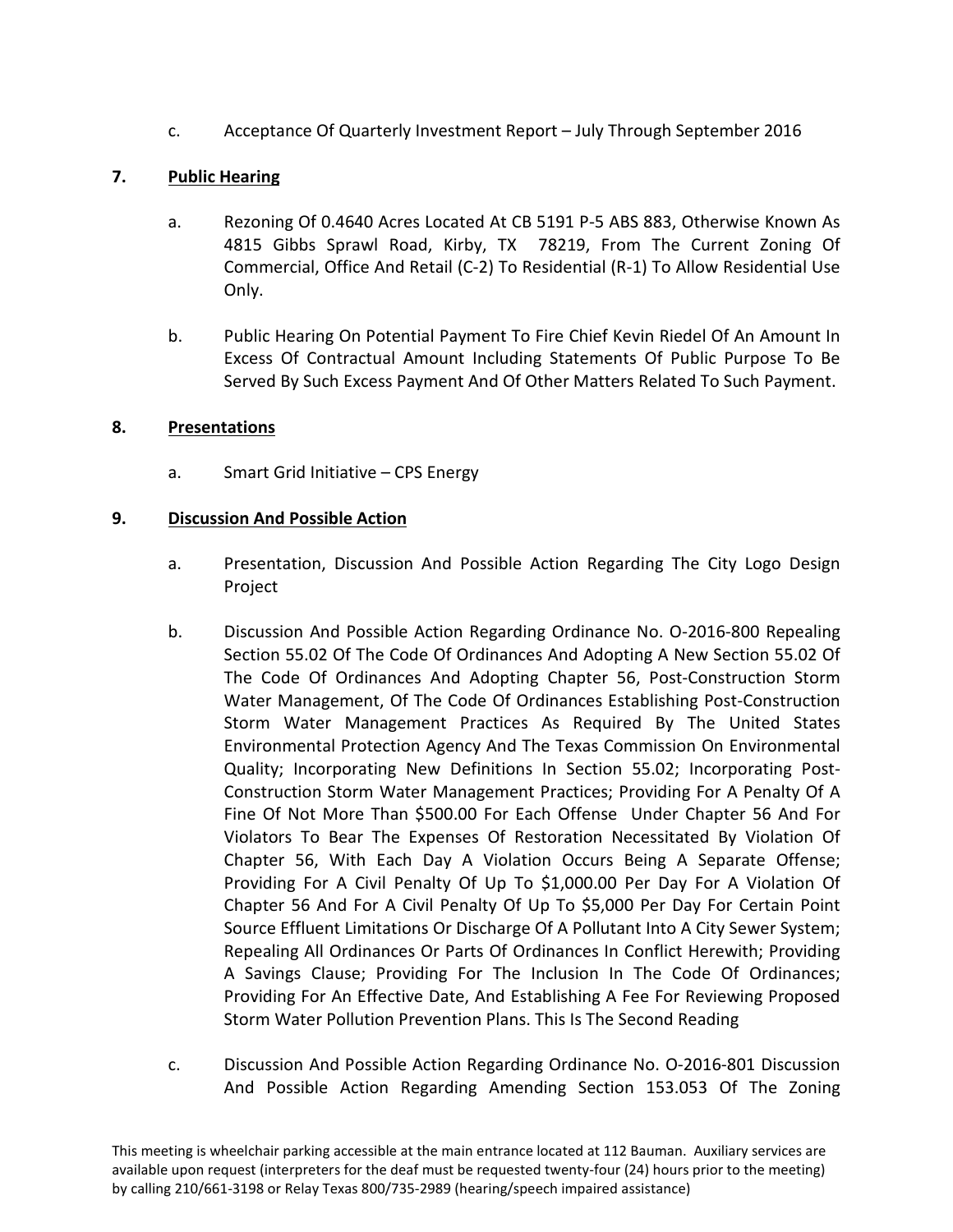c. Acceptance Of Quarterly Investment Report – July Through September 2016

**7. Public Hearing**

a. Rezoning Of 0.4640 Acres Located At CB 5191 P-5 ABS 883, Otherwise Known As 4815 Gibbs Sprawl Road, Kirby, TX 78219, From The Current Zoning Of Commercial, Office And Retail (C-2) To Residential (R-1) To Allow Residential Use Only.

b. Public Hearing On Potential Payment To Fire Chief Kevin Riedel Of An Amount In Excess Of Contractual Amount Including Statements Of Public Purpose To Be Served By Such Excess Payment And Of Other Matters Related To Such Payment.

**8. Presentations**

a. Smart Grid Initiative – CPS Energy

**9. Discussion And Possible Action**

a. Presentation, Discussion And Possible Action Regarding The City Logo Design Project

b. Discussion And Possible Action Regarding Ordinance No. O-2016-800 Repealing Section 55.02 Of The Code Of Ordinances And Adopting A New Section 55.02 Of The Code Of Ordinances And Adopting Chapter 56, Post-Construction Storm Water Management, Of The Code Of Ordinances Establishing Post-Construction Storm Water Management Practices As Required By The United States Environmental Protection Agency And The Texas Commission On Environmental Quality; Incorporating New Definitions In Section 55.02; Incorporating Post-Construction Storm Water Management Practices; Providing For A Penalty Of A Fine Of Not More Than $500.00 For Each Offense Under Chapter 56 And For Violators To Bear The Expenses Of Restoration Necessitated By Violation Of Chapter 56, With Each Day A Violation Occurs Being A Separate Offense; Providing For A Civil Penalty Of Up To $1,000.00 Per Day For A Violation Of Chapter 56 And For A Civil Penalty Of Up To $5,000 Per Day For Certain Point Source Effluent Limitations Or Discharge Of A Pollutant Into A City Sewer System; Repealing All Ordinances Or Parts Of Ordinances In Conflict Herewith; Providing A Savings Clause; Providing For The Inclusion In The Code Of Ordinances; Providing For An Effective Date, And Establishing A Fee For Reviewing Proposed Storm Water Pollution Prevention Plans. This Is The Second Reading

c. Discussion And Possible Action Regarding Ordinance No. O-2016-801 Discussion And Possible Action Regarding Amending Section 153.053 Of The Zoning

This meeting is wheelchair parking accessible at the main entrance located at 112 Bauman. Auxiliary services are available upon request (interpreters for the deaf must be requested twenty-four (24) hours prior to the meeting) by calling 210/661-3198 or Relay Texas 800/735-2989 (hearing/speech impaired assistance)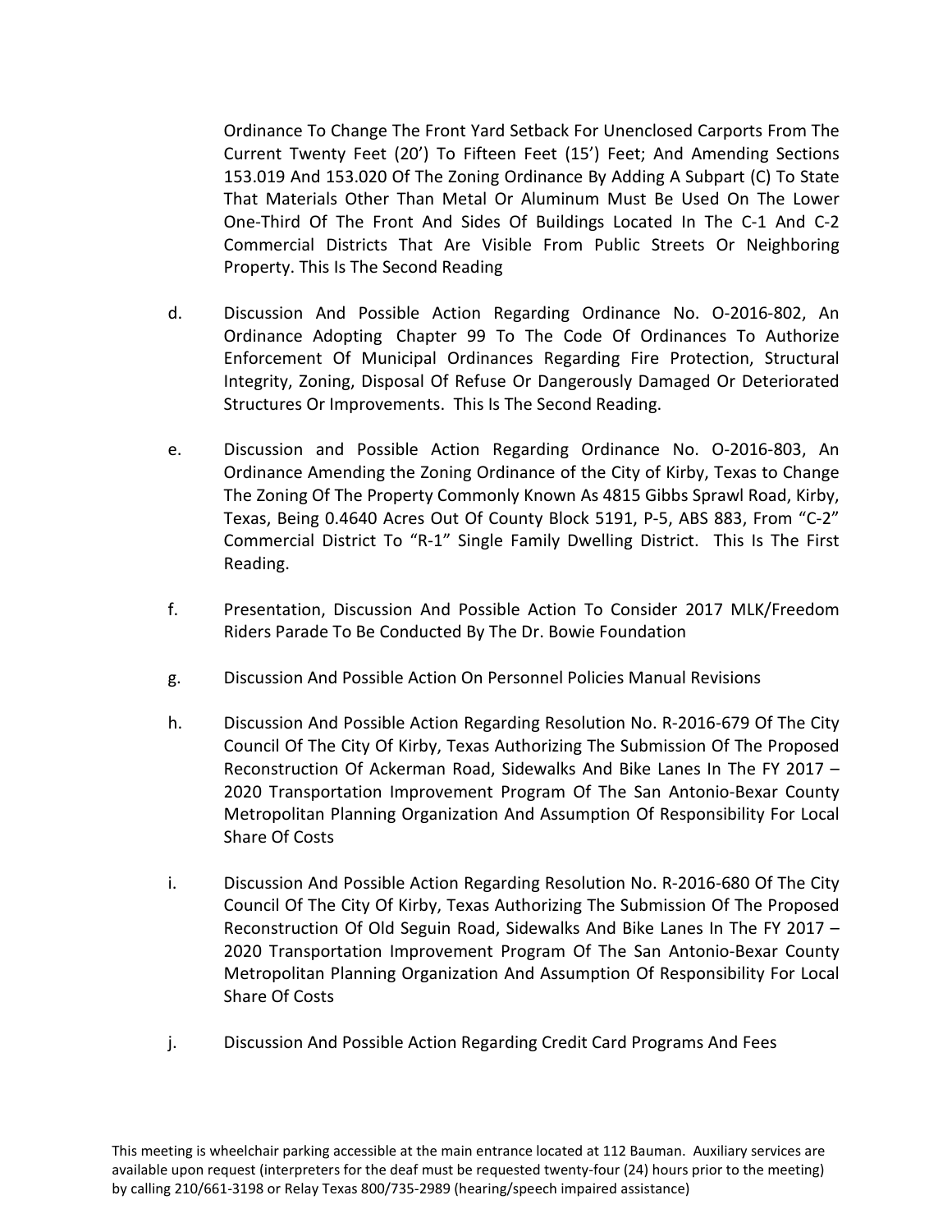Ordinance To Change The Front Yard Setback For Unenclosed Carports From The Current Twenty Feet (20') To Fifteen Feet (15') Feet; And Amending Sections 153.019 And 153.020 Of The Zoning Ordinance By Adding A Subpart (C) To State That Materials Other Than Metal Or Aluminum Must Be Used On The Lower One-Third Of The Front And Sides Of Buildings Located In The C-1 And C-2 Commercial Districts That Are Visible From Public Streets Or Neighboring Property. This Is The Second Reading

d. Discussion And Possible Action Regarding Ordinance No. O-2016-802, An Ordinance Adopting Chapter 99 To The Code Of Ordinances To Authorize Enforcement Of Municipal Ordinances Regarding Fire Protection, Structural Integrity, Zoning, Disposal Of Refuse Or Dangerously Damaged Or Deteriorated Structures Or Improvements. This Is The Second Reading.

e. Discussion and Possible Action Regarding Ordinance No. O-2016-803, An Ordinance Amending the Zoning Ordinance of the City of Kirby, Texas to Change The Zoning Of The Property Commonly Known As 4815 Gibbs Sprawl Road, Kirby, Texas, Being 0.4640 Acres Out Of County Block 5191, P-5, ABS 883, From "C-2" Commercial District To "R-1" Single Family Dwelling District. This Is The First Reading.

f. Presentation, Discussion And Possible Action To Consider 2017 MLK/Freedom Riders Parade To Be Conducted By The Dr. Bowie Foundation

g. Discussion And Possible Action On Personnel Policies Manual Revisions

h. Discussion And Possible Action Regarding Resolution No. R-2016-679 Of The City Council Of The City Of Kirby, Texas Authorizing The Submission Of The Proposed Reconstruction Of Ackerman Road, Sidewalks And Bike Lanes In The FY 2017 – 2020 Transportation Improvement Program Of The San Antonio-Bexar County Metropolitan Planning Organization And Assumption Of Responsibility For Local Share Of Costs

i. Discussion And Possible Action Regarding Resolution No. R-2016-680 Of The City Council Of The City Of Kirby, Texas Authorizing The Submission Of The Proposed Reconstruction Of Old Seguin Road, Sidewalks And Bike Lanes In The FY 2017 – 2020 Transportation Improvement Program Of The San Antonio-Bexar County Metropolitan Planning Organization And Assumption Of Responsibility For Local Share Of Costs

j. Discussion And Possible Action Regarding Credit Card Programs And Fees

This meeting is wheelchair parking accessible at the main entrance located at 112 Bauman. Auxiliary services are available upon request (interpreters for the deaf must be requested twenty-four (24) hours prior to the meeting) by calling 210/661-3198 or Relay Texas 800/735-2989 (hearing/speech impaired assistance)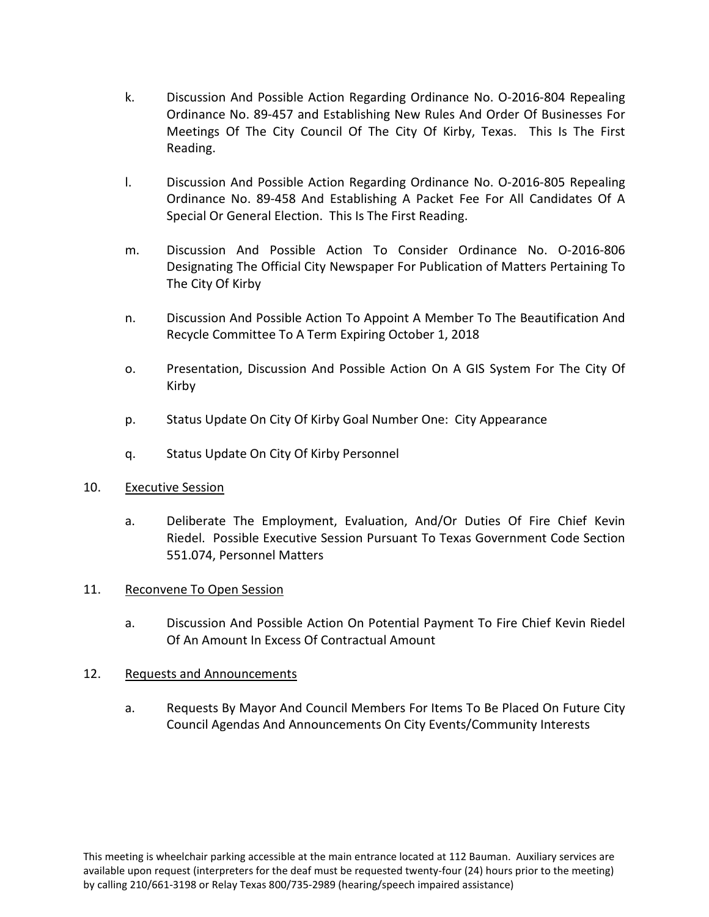k. Discussion And Possible Action Regarding Ordinance No. O-2016-804 Repealing Ordinance No. 89-457 and Establishing New Rules And Order Of Businesses For Meetings Of The City Council Of The City Of Kirby, Texas. This Is The First Reading.

l. Discussion And Possible Action Regarding Ordinance No. O-2016-805 Repealing Ordinance No. 89-458 And Establishing A Packet Fee For All Candidates Of A Special Or General Election. This Is The First Reading.

m. Discussion And Possible Action To Consider Ordinance No. O-2016-806 Designating The Official City Newspaper For Publication of Matters Pertaining To The City Of Kirby

n. Discussion And Possible Action To Appoint A Member To The Beautification And Recycle Committee To A Term Expiring October 1, 2018

o. Presentation, Discussion And Possible Action On A GIS System For The City Of Kirby

p. Status Update On City Of Kirby Goal Number One: City Appearance

q. Status Update On City Of Kirby Personnel

10. Executive Session

a. Deliberate The Employment, Evaluation, And/Or Duties Of Fire Chief Kevin Riedel. Possible Executive Session Pursuant To Texas Government Code Section 551.074, Personnel Matters

11. Reconvene To Open Session

a. Discussion And Possible Action On Potential Payment To Fire Chief Kevin Riedel Of An Amount In Excess Of Contractual Amount

12. Requests and Announcements

a. Requests By Mayor And Council Members For Items To Be Placed On Future City Council Agendas And Announcements On City Events/Community Interests

This meeting is wheelchair parking accessible at the main entrance located at 112 Bauman. Auxiliary services are available upon request (interpreters for the deaf must be requested twenty-four (24) hours prior to the meeting) by calling 210/661-3198 or Relay Texas 800/735-2989 (hearing/speech impaired assistance)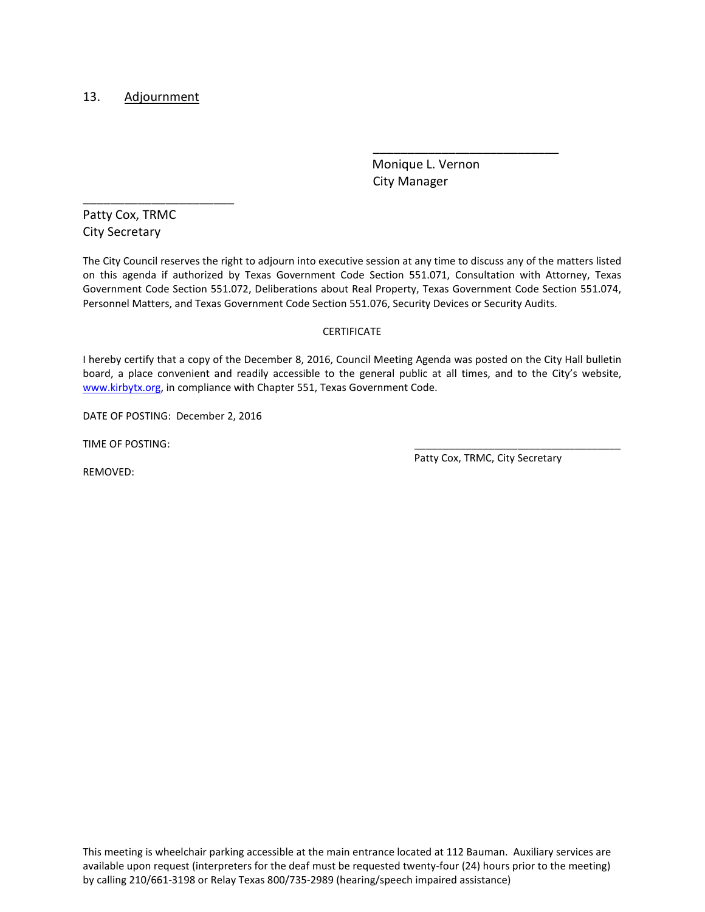13. <u>Adjournment</u>

\_\_\_\_\_\_\_\_\_\_\_\_\_\_\_\_\_\_\_\_\_\_\_\_\_\_\_\_\_
Monique L. Vernon
City Manager

\_\_\_\_\_\_\_\_\_\_\_\_\_\_\_\_\_\_\_\_\_\_\_\_\_\_
Patty Cox, TRMC
City Secretary

The City Council reserves the right to adjourn into executive session at any time to discuss any of the matters listed on this agenda if authorized by Texas Government Code Section 551.071, Consultation with Attorney, Texas Government Code Section 551.072, Deliberations about Real Property, Texas Government Code Section 551.074, Personnel Matters, and Texas Government Code Section 551.076, Security Devices or Security Audits.

CERTIFICATE

I hereby certify that a copy of the December 8, 2016, Council Meeting Agenda was posted on the City Hall bulletin board, a place convenient and readily accessible to the general public at all times, and to the City's website, [www.kirbytx.org](http://www.kirbytx.org), in compliance with Chapter 551, Texas Government Code.

DATE OF POSTING: December 2, 2016

TIME OF POSTING:

\_\_\_\_\_\_\_\_\_\_\_\_\_\_\_\_\_\_\_\_\_\_\_\_\_\_\_\_\_\_\_\_\_\_\_\_
Patty Cox, TRMC, City Secretary

REMOVED:

This meeting is wheelchair parking accessible at the main entrance located at 112 Bauman. Auxiliary services are available upon request (interpreters for the deaf must be requested twenty-four (24) hours prior to the meeting) by calling 210/661-3198 or Relay Texas 800/735-2989 (hearing/speech impaired assistance)